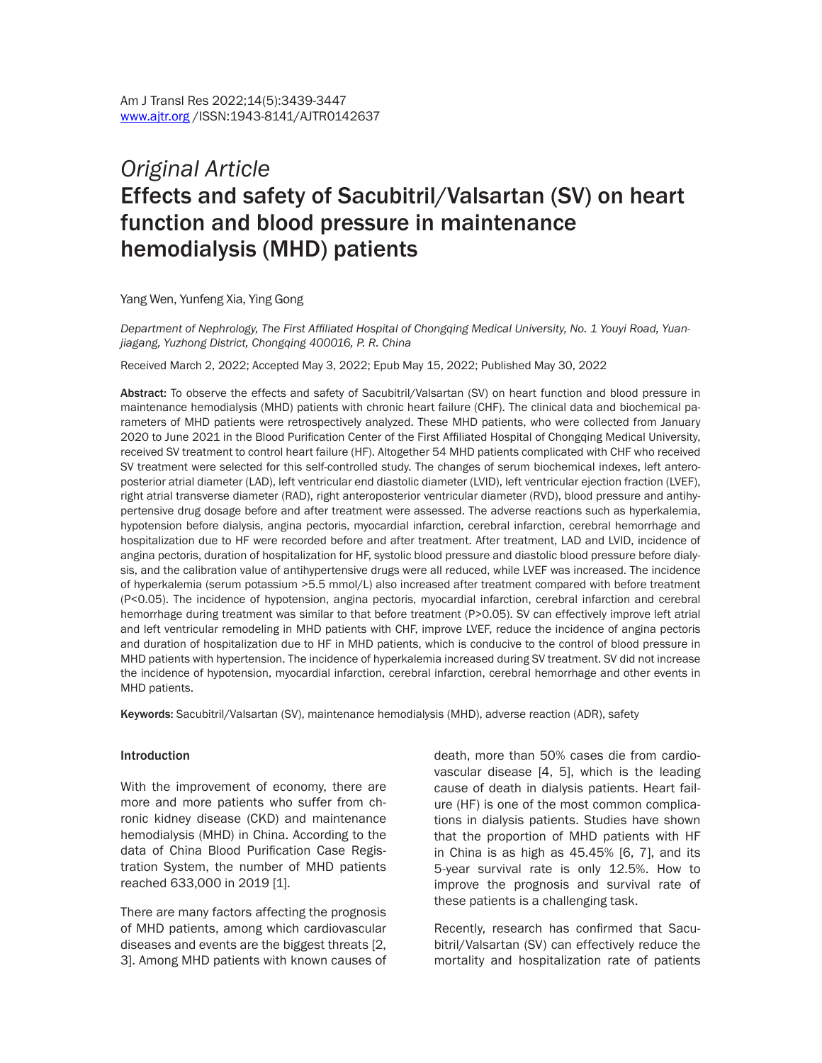*Original Article*

# Effects and safety of Sacubitril/Valsartan (SV) on heart function and blood pressure in maintenance hemodialysis (MHD) patients

Yang Wen, Yunfeng Xia, Ying Gong

*Department of Nephrology, The First Affiliated Hospital of Chongqing Medical University, No. 1 Youyi Road, Yuanjiagang, Yuzhong District, Chongqing 400016, P. R. China*

Received March 2, 2022; Accepted May 3, 2022; Epub May 15, 2022; Published May 30, 2022

**Abstract:** To observe the effects and safety of Sacubitril/Valsartan (SV) on heart function and blood pressure in maintenance hemodialysis (MHD) patients with chronic heart failure (CHF). The clinical data and biochemical parameters of MHD patients were retrospectively analyzed. These MHD patients, who were collected from January 2020 to June 2021 in the Blood Purification Center of the First Affiliated Hospital of Chongqing Medical University, received SV treatment to control heart failure (HF). Altogether 54 MHD patients complicated with CHF who received SV treatment were selected for this self-controlled study. The changes of serum biochemical indexes, left anteroposterior atrial diameter (LAD), left ventricular end diastolic diameter (LVID), left ventricular ejection fraction (LVEF), right atrial transverse diameter (RAD), right anteroposterior ventricular diameter (RVD), blood pressure and antihypertensive drug dosage before and after treatment were assessed. The adverse reactions such as hyperkalemia, hypotension before dialysis, angina pectoris, myocardial infarction, cerebral infarction, cerebral hemorrhage and hospitalization due to HF were recorded before and after treatment. After treatment, LAD and LVID, incidence of angina pectoris, duration of hospitalization for HF, systolic blood pressure and diastolic blood pressure before dialysis, and the calibration value of antihypertensive drugs were all reduced, while LVEF was increased. The incidence of hyperkalemia (serum potassium >5.5 mmol/L) also increased after treatment compared with before treatment ($P<0.05$). The incidence of hypotension, angina pectoris, myocardial infarction, cerebral infarction and cerebral hemorrhage during treatment was similar to that before treatment ($P>0.05$). SV can effectively improve left atrial and left ventricular remodeling in MHD patients with CHF, improve LVEF, reduce the incidence of angina pectoris and duration of hospitalization due to HF in MHD patients, which is conducive to the control of blood pressure in MHD patients with hypertension. The incidence of hyperkalemia increased during SV treatment. SV did not increase the incidence of hypotension, myocardial infarction, cerebral infarction, cerebral hemorrhage and other events in MHD patients.

**Keywords:** Sacubitril/Valsartan (SV), maintenance hemodialysis (MHD), adverse reaction (ADR), safety

## Introduction

With the improvement of economy, there are more and more patients who suffer from chronic kidney disease (CKD) and maintenance hemodialysis (MHD) in China. According to the data of China Blood Purification Case Registration System, the number of MHD patients reached 633,000 in 2019 [1].

There are many factors affecting the prognosis of MHD patients, among which cardiovascular diseases and events are the biggest threats [2, 3]. Among MHD patients with known causes of death, more than 50% cases die from cardiovascular disease [4, 5], which is the leading cause of death in dialysis patients. Heart failure (HF) is one of the most common complications in dialysis patients. Studies have shown that the proportion of MHD patients with HF in China is as high as 45.45% [6, 7], and its 5-year survival rate is only 12.5%. How to improve the prognosis and survival rate of these patients is a challenging task.

Recently, research has confirmed that Sacubitril/Valsartan (SV) can effectively reduce the mortality and hospitalization rate of patients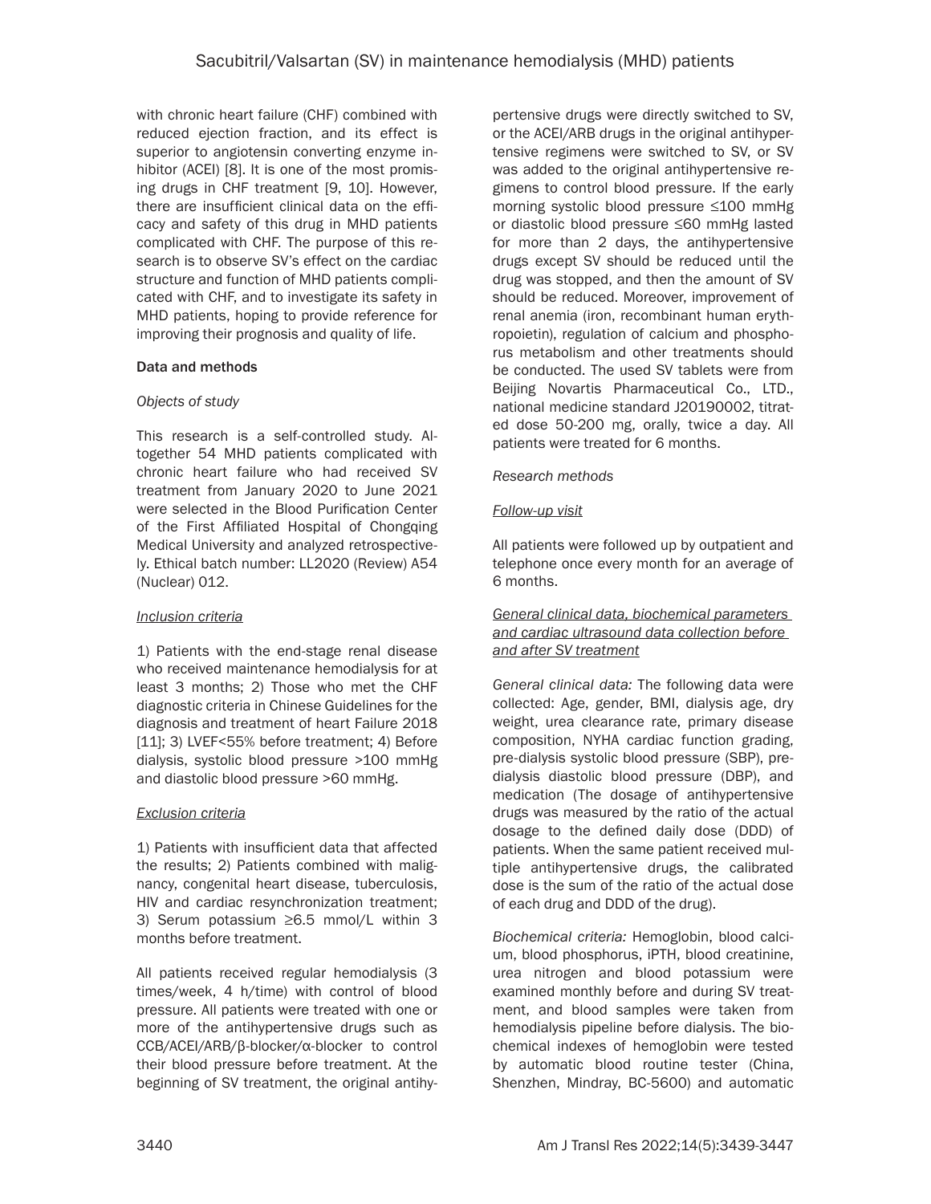with chronic heart failure (CHF) combined with reduced ejection fraction, and its effect is superior to angiotensin converting enzyme inhibitor (ACEI) [8]. It is one of the most promising drugs in CHF treatment [9, 10]. However, there are insufficient clinical data on the efficacy and safety of this drug in MHD patients complicated with CHF. The purpose of this research is to observe SV's effect on the cardiac structure and function of MHD patients complicated with CHF, and to investigate its safety in MHD patients, hoping to provide reference for improving their prognosis and quality of life.

## Data and methods

### *Objects of study*

This research is a self-controlled study. Altogether 54 MHD patients complicated with chronic heart failure who had received SV treatment from January 2020 to June 2021 were selected in the Blood Purification Center of the First Affiliated Hospital of Chongqing Medical University and analyzed retrospectively. Ethical batch number: LL2020 (Review) A54 (Nuclear) 012.

#### Inclusion criteria

1) Patients with the end-stage renal disease who received maintenance hemodialysis for at least 3 months; 2) Those who met the CHF diagnostic criteria in Chinese Guidelines for the diagnosis and treatment of heart Failure 2018 [11]; 3) LVEF<55% before treatment; 4) Before dialysis, systolic blood pressure >100 mmHg and diastolic blood pressure >60 mmHg.

#### Exclusion criteria

1) Patients with insufficient data that affected the results; 2) Patients combined with malignancy, congenital heart disease, tuberculosis, HIV and cardiac resynchronization treatment; 3) Serum potassium ≥6.5 mmol/L within 3 months before treatment.

All patients received regular hemodialysis (3 times/week, 4 h/time) with control of blood pressure. All patients were treated with one or more of the antihypertensive drugs such as CCB/ACEI/ARB/β-blocker/α-blocker to control their blood pressure before treatment. At the beginning of SV treatment, the original antihypertensive drugs were directly switched to SV, or the ACEI/ARB drugs in the original antihypertensive regimens were switched to SV, or SV was added to the original antihypertensive regimens to control blood pressure. If the early morning systolic blood pressure ≤100 mmHg or diastolic blood pressure ≤60 mmHg lasted for more than 2 days, the antihypertensive drugs except SV should be reduced until the drug was stopped, and then the amount of SV should be reduced. Moreover, improvement of renal anemia (iron, recombinant human erythropoietin), regulation of calcium and phosphorus metabolism and other treatments should be conducted. The used SV tablets were from Beijing Novartis Pharmaceutical Co., LTD., national medicine standard J20190002, titrated dose 50-200 mg, orally, twice a day. All patients were treated for 6 months.

### *Research methods*

#### Follow-up visit

All patients were followed up by outpatient and telephone once every month for an average of 6 months.

#### General clinical data, biochemical parameters and cardiac ultrasound data collection before and after SV treatment

*General clinical data:* The following data were collected: Age, gender, BMI, dialysis age, dry weight, urea clearance rate, primary disease composition, NYHA cardiac function grading, pre-dialysis systolic blood pressure (SBP), pre-dialysis diastolic blood pressure (DBP), and medication (The dosage of antihypertensive drugs was measured by the ratio of the actual dosage to the defined daily dose (DDD) of patients. When the same patient received multiple antihypertensive drugs, the calibrated dose is the sum of the ratio of the actual dose of each drug and DDD of the drug).

*Biochemical criteria:* Hemoglobin, blood calcium, blood phosphorus, iPTH, blood creatinine, urea nitrogen and blood potassium were examined monthly before and during SV treatment, and blood samples were taken from hemodialysis pipeline before dialysis. The biochemical indexes of hemoglobin were tested by automatic blood routine tester (China, Shenzhen, Mindray, BC-5600) and automatic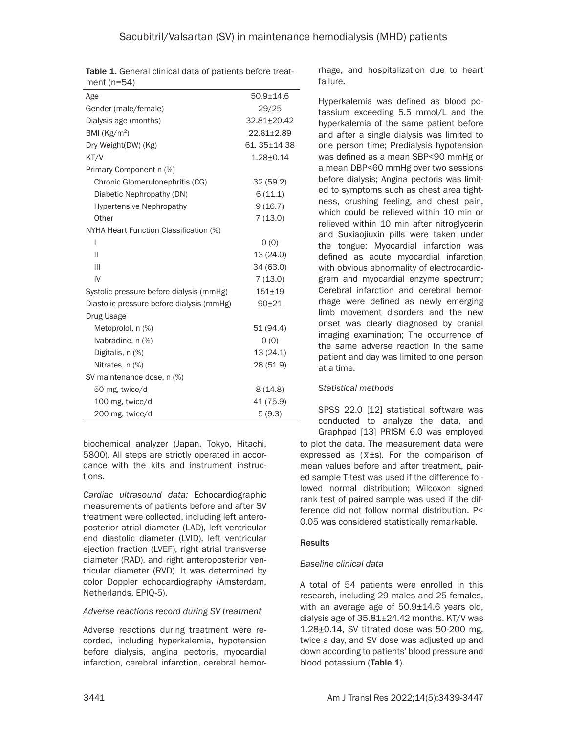**Table 1.** General clinical data of patients before treatment (n=54)

| | |
|---|---|
| Age | 50.9±14.6 |
| Gender (male/female) | 29/25 |
| Dialysis age (months) | 32.81±20.42 |
| BMI ($Kg/m^2$) | 22.81±2.89 |
| Dry Weight(DW) (Kg) | 61. 35±14.38 |
| KT/V | 1.28±0.14 |
| Primary Component n (%) | |
| Chronic Glomerulonephritis (CG) | 32 (59.2) |
| Diabetic Nephropathy (DN) | 6 (11.1) |
| Hypertensive Nephropathy | 9 (16.7) |
| Other | 7 (13.0) |
| NYHA Heart Function Classification (%) | |
| I | 0 (0) |
| II | 13 (24.0) |
| III | 34 (63.0) |
| IV | 7 (13.0) |
| Systolic pressure before dialysis (mmHg) | 151±19 |
| Diastolic pressure before dialysis (mmHg) | 90±21 |
| Drug Usage | |
| Metoprolol, n (%) | 51 (94.4) |
| Ivabradine, n (%) | 0 (0) |
| Digitalis, n (%) | 13 (24.1) |
| Nitrates, n (%) | 28 (51.9) |
| SV maintenance dose, n (%) | |
| 50 mg, twice/d | 8 (14.8) |
| 100 mg, twice/d | 41 (75.9) |
| 200 mg, twice/d | 5 (9.3) |

biochemical analyzer (Japan, Tokyo, Hitachi, 5800). All steps are strictly operated in accordance with the kits and instrument instructions.

*Cardiac ultrasound data:* Echocardiographic measurements of patients before and after SV treatment were collected, including left anteroposterior atrial diameter (LAD), left ventricular end diastolic diameter (LVID), left ventricular ejection fraction (LVEF), right atrial transverse diameter (RAD), and right anteroposterior ventricular diameter (RVD). It was determined by color Doppler echocardiography (Amsterdam, Netherlands, EPIQ-5).

*Adverse reactions record during SV treatment*

Adverse reactions during treatment were recorded, including hyperkalemia, hypotension before dialysis, angina pectoris, myocardial infarction, cerebral infarction, cerebral hemorrhage, and hospitalization due to heart failure.

Hyperkalemia was defined as blood potassium exceeding 5.5 mmol/L and the hyperkalemia of the same patient before and after a single dialysis was limited to one person time; Predialysis hypotension was defined as a mean SBP<90 mmHg or a mean DBP<60 mmHg over two sessions before dialysis; Angina pectoris was limited to symptoms such as chest area tightness, crushing feeling, and chest pain, which could be relieved within 10 min or relieved within 10 min after nitroglycerin and Suxiaojiuxin pills were taken under the tongue; Myocardial infarction was defined as acute myocardial infarction with obvious abnormality of electrocardiogram and myocardial enzyme spectrum; Cerebral infarction and cerebral hemorrhage were defined as newly emerging limb movement disorders and the new onset was clearly diagnosed by cranial imaging examination; The occurrence of the same adverse reaction in the same patient and day was limited to one person at a time.

*Statistical methods*

SPSS 22.0 [12] statistical software was conducted to analyze the data, and Graphpad [13] PRISM 6.0 was employed to plot the data. The measurement data were expressed as ($\bar{x}$±s). For the comparison of mean values before and after treatment, paired sample T-test was used if the difference followed normal distribution; Wilcoxon signed rank test of paired sample was used if the difference did not follow normal distribution. $P< 0.05$ was considered statistically remarkable.

## Results

*Baseline clinical data*

A total of 54 patients were enrolled in this research, including 29 males and 25 females, with an average age of 50.9±14.6 years old, dialysis age of 35.81±24.42 months. KT/V was 1.28±0.14, SV titrated dose was 50-200 mg, twice a day, and SV dose was adjusted up and down according to patients' blood pressure and blood potassium (**Table 1**).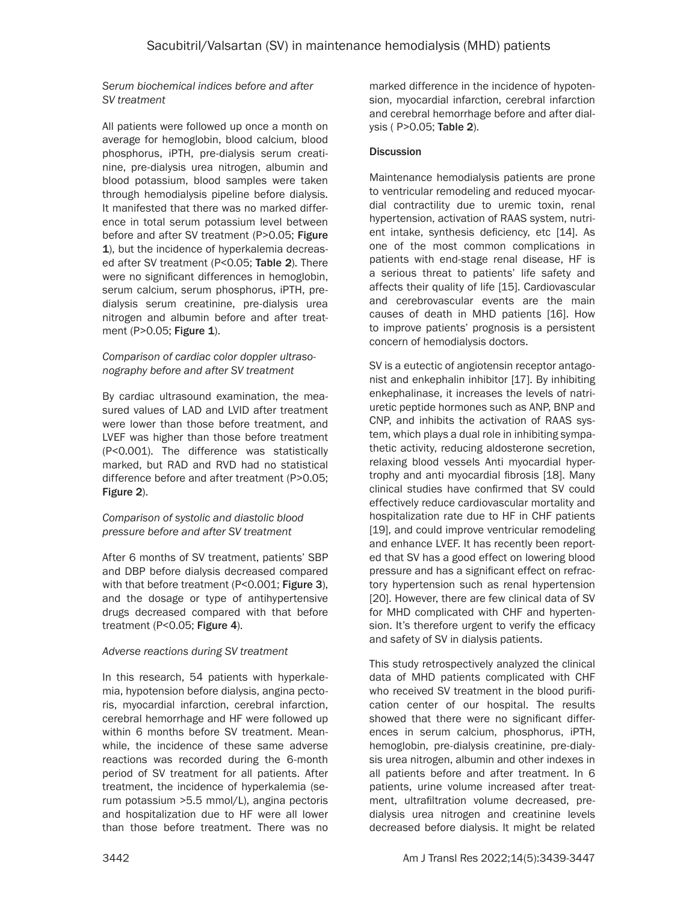*Serum biochemical indices before and after SV treatment*

All patients were followed up once a month on average for hemoglobin, blood calcium, blood phosphorus, iPTH, pre-dialysis serum creatinine, pre-dialysis urea nitrogen, albumin and blood potassium, blood samples were taken through hemodialysis pipeline before dialysis. It manifested that there was no marked difference in total serum potassium level between before and after SV treatment (P>0.05; **Figure 1**), but the incidence of hyperkalemia decreased after SV treatment (P<0.05; **Table 2**). There were no significant differences in hemoglobin, serum calcium, serum phosphorus, iPTH, pre-dialysis serum creatinine, pre-dialysis urea nitrogen and albumin before and after treatment (P>0.05; **Figure 1**).

*Comparison of cardiac color doppler ultrasonography before and after SV treatment*

By cardiac ultrasound examination, the measured values of LAD and LVID after treatment were lower than those before treatment, and LVEF was higher than those before treatment (P<0.001). The difference was statistically marked, but RAD and RVD had no statistical difference before and after treatment (P>0.05; **Figure 2**).

*Comparison of systolic and diastolic blood pressure before and after SV treatment*

After 6 months of SV treatment, patients' SBP and DBP before dialysis decreased compared with that before treatment (P<0.001; **Figure 3**), and the dosage or type of antihypertensive drugs decreased compared with that before treatment (P<0.05; **Figure 4**).

*Adverse reactions during SV treatment*

In this research, 54 patients with hyperkalemia, hypotension before dialysis, angina pectoris, myocardial infarction, cerebral infarction, cerebral hemorrhage and HF were followed up within 6 months before SV treatment. Meanwhile, the incidence of these same adverse reactions was recorded during the 6-month period of SV treatment for all patients. After treatment, the incidence of hyperkalemia (serum potassium >5.5 mmol/L), angina pectoris and hospitalization due to HF were all lower than those before treatment. There was no marked difference in the incidence of hypotension, myocardial infarction, cerebral infarction and cerebral hemorrhage before and after dialysis ( P>0.05; **Table 2**).

## Discussion

Maintenance hemodialysis patients are prone to ventricular remodeling and reduced myocardial contractility due to uremic toxin, renal hypertension, activation of RAAS system, nutrient intake, synthesis deficiency, etc [14]. As one of the most common complications in patients with end-stage renal disease, HF is a serious threat to patients' life safety and affects their quality of life [15]. Cardiovascular and cerebrovascular events are the main causes of death in MHD patients [16]. How to improve patients' prognosis is a persistent concern of hemodialysis doctors.

SV is a eutectic of angiotensin receptor antagonist and enkephalin inhibitor [17]. By inhibiting enkephalinase, it increases the levels of natriuretic peptide hormones such as ANP, BNP and CNP, and inhibits the activation of RAAS system, which plays a dual role in inhibiting sympathetic activity, reducing aldosterone secretion, relaxing blood vessels Anti myocardial hypertrophy and anti myocardial fibrosis [18]. Many clinical studies have confirmed that SV could effectively reduce cardiovascular mortality and hospitalization rate due to HF in CHF patients [19], and could improve ventricular remodeling and enhance LVEF. It has recently been reported that SV has a good effect on lowering blood pressure and has a significant effect on refractory hypertension such as renal hypertension [20]. However, there are few clinical data of SV for MHD complicated with CHF and hypertension. It's therefore urgent to verify the efficacy and safety of SV in dialysis patients.

This study retrospectively analyzed the clinical data of MHD patients complicated with CHF who received SV treatment in the blood purification center of our hospital. The results showed that there were no significant differences in serum calcium, phosphorus, iPTH, hemoglobin, pre-dialysis creatinine, pre-dialysis urea nitrogen, albumin and other indexes in all patients before and after treatment. In 6 patients, urine volume increased after treatment, ultrafiltration volume decreased, pre-dialysis urea nitrogen and creatinine levels decreased before dialysis. It might be related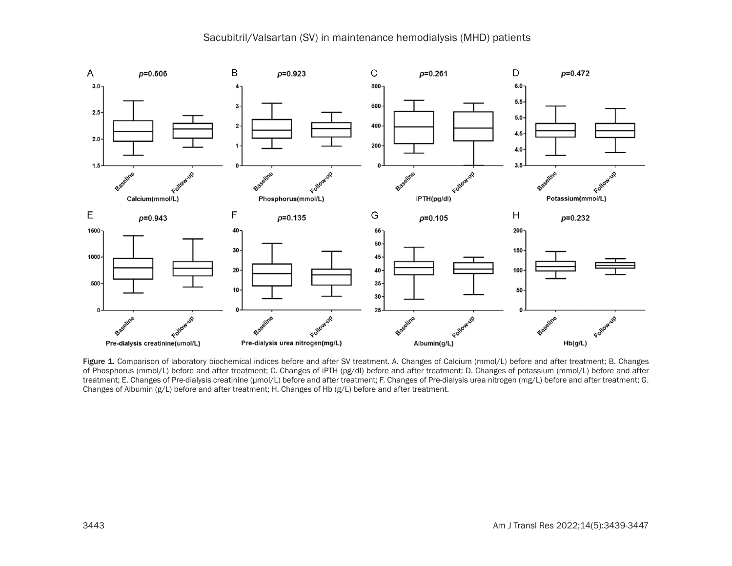Figure 1. Comparison of laboratory biochemical indices before and after SV treatment. A. Changes of Calcium (mmol/L) before and after treatment; B. Changes of Phosphorus (mmol/L) before and after treatment; C. Changes of iPTH (pg/dl) before and after treatment; D. Changes of potassium (mmol/L) before and after treatment; E. Changes of Pre-dialysis creatinine (μmol/L) before and after treatment; F. Changes of Pre-dialysis urea nitrogen (mg/L) before and after treatment; G. Changes of Albumin (g/L) before and after treatment; H. Changes of Hb (g/L) before and after treatment.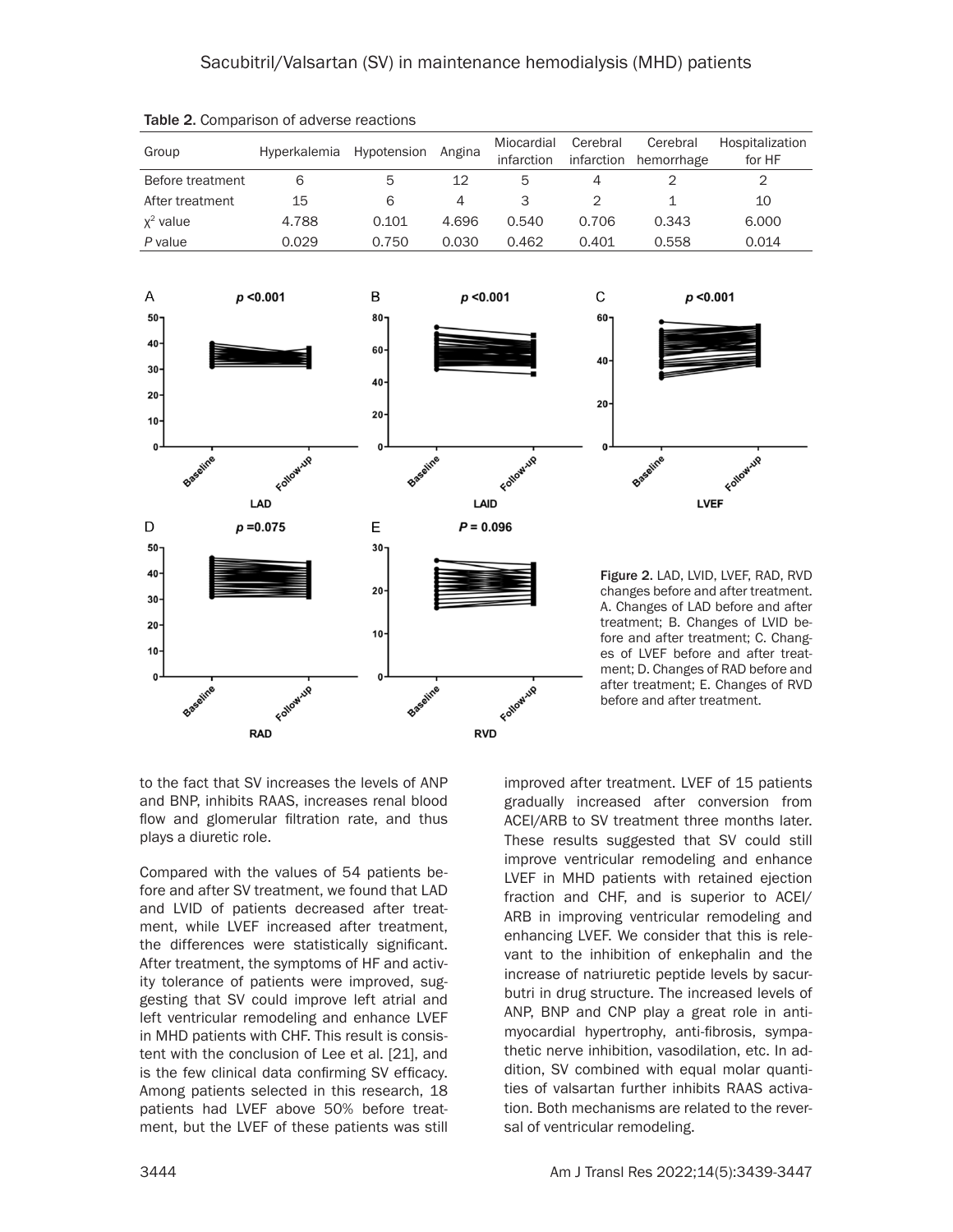Table 2. Comparison of adverse reactions

| Group | Hyperkalemia | Hypotension | Angina | Miocardial infarction | Cerebral infarction | Cerebral hemorrhage | Hospitalization for HF |
|---|---|---|---|---|---|---|---|
| Before treatment | 6 | 5 | 12 | 5 | 4 | 2 | 2 |
| After treatment | 15 | 6 | 4 | 3 | 2 | 1 | 10 |
| $\chi^2$ value | 4.788 | 0.101 | 4.696 | 0.540 | 0.706 | 0.343 | 6.000 |
| *P* value | 0.029 | 0.750 | 0.030 | 0.462 | 0.401 | 0.558 | 0.014 |

Figure 2. LAD, LVID, LVEF, RAD, RVD changes before and after treatment. A. Changes of LAD before and after treatment; B. Changes of LVID before and after treatment; C. Changes of LVEF before and after treatment; D. Changes of RAD before and after treatment; E. Changes of RVD before and after treatment.

to the fact that SV increases the levels of ANP and BNP, inhibits RAAS, increases renal blood flow and glomerular filtration rate, and thus plays a diuretic role.

Compared with the values of 54 patients before and after SV treatment, we found that LAD and LVID of patients decreased after treatment, while LVEF increased after treatment, the differences were statistically significant. After treatment, the symptoms of HF and activity tolerance of patients were improved, suggesting that SV could improve left atrial and left ventricular remodeling and enhance LVEF in MHD patients with CHF. This result is consistent with the conclusion of Lee et al. [21], and is the few clinical data confirming SV efficacy. Among patients selected in this research, 18 patients had LVEF above 50% before treatment, but the LVEF of these patients was still improved after treatment. LVEF of 15 patients gradually increased after conversion from ACEI/ARB to SV treatment three months later. These results suggested that SV could still improve ventricular remodeling and enhance LVEF in MHD patients with retained ejection fraction and CHF, and is superior to ACEI/ARB in improving ventricular remodeling and enhancing LVEF. We consider that this is relevant to the inhibition of enkephalin and the increase of natriuretic peptide levels by sacurbutri in drug structure. The increased levels of ANP, BNP and CNP play a great role in anti-myocardial hypertrophy, anti-fibrosis, sympathetic nerve inhibition, vasodilation, etc. In addition, SV combined with equal molar quantities of valsartan further inhibits RAAS activation. Both mechanisms are related to the reversal of ventricular remodeling.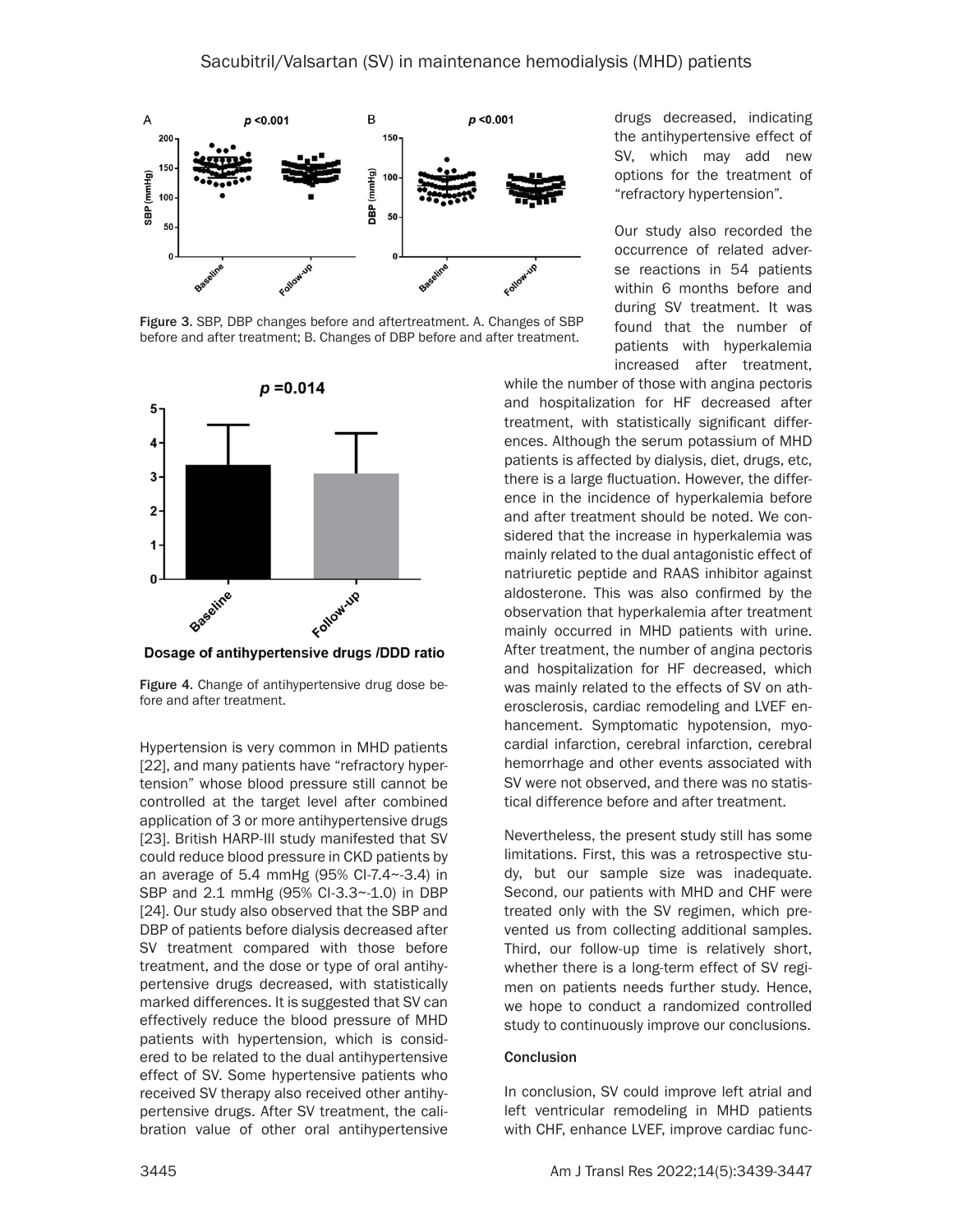Figure 3. SBP, DBP changes before and aftertreatment. A. Changes of SBP before and after treatment; B. Changes of DBP before and after treatment.

Figure 4. Change of antihypertensive drug dose before and after treatment.

Hypertension is very common in MHD patients [22], and many patients have "refractory hypertension" whose blood pressure still cannot be controlled at the target level after combined application of 3 or more antihypertensive drugs [23]. British HARP-III study manifested that SV could reduce blood pressure in CKD patients by an average of 5.4 mmHg (95% CI-7.4~-3.4) in SBP and 2.1 mmHg (95% CI-3.3~-1.0) in DBP [24]. Our study also observed that the SBP and DBP of patients before dialysis decreased after SV treatment compared with those before treatment, and the dose or type of oral antihypertensive drugs decreased, with statistically marked differences. It is suggested that SV can effectively reduce the blood pressure of MHD patients with hypertension, which is considered to be related to the dual antihypertensive effect of SV. Some hypertensive patients who received SV therapy also received other antihypertensive drugs. After SV treatment, the calibration value of other oral antihypertensive drugs decreased, indicating the antihypertensive effect of SV, which may add new options for the treatment of "refractory hypertension".

Our study also recorded the occurrence of related adverse reactions in 54 patients within 6 months before and during SV treatment. It was found that the number of patients with hyperkalemia increased after treatment, while the number of those with angina pectoris and hospitalization for HF decreased after treatment, with statistically significant differences. Although the serum potassium of MHD patients is affected by dialysis, diet, drugs, etc, there is a large fluctuation. However, the difference in the incidence of hyperkalemia before and after treatment should be noted. We considered that the increase in hyperkalemia was mainly related to the dual antagonistic effect of natriuretic peptide and RAAS inhibitor against aldosterone. This was also confirmed by the observation that hyperkalemia after treatment mainly occurred in MHD patients with urine. After treatment, the number of angina pectoris and hospitalization for HF decreased, which was mainly related to the effects of SV on atherosclerosis, cardiac remodeling and LVEF enhancement. Symptomatic hypotension, myocardial infarction, cerebral infarction, cerebral hemorrhage and other events associated with SV were not observed, and there was no statistical difference before and after treatment.

Nevertheless, the present study still has some limitations. First, this was a retrospective study, but our sample size was inadequate. Second, our patients with MHD and CHF were treated only with the SV regimen, which prevented us from collecting additional samples. Third, our follow-up time is relatively short, whether there is a long-term effect of SV regimen on patients needs further study. Hence, we hope to conduct a randomized controlled study to continuously improve our conclusions.

## Conclusion

In conclusion, SV could improve left atrial and left ventricular remodeling in MHD patients with CHF, enhance LVEF, improve cardiac func-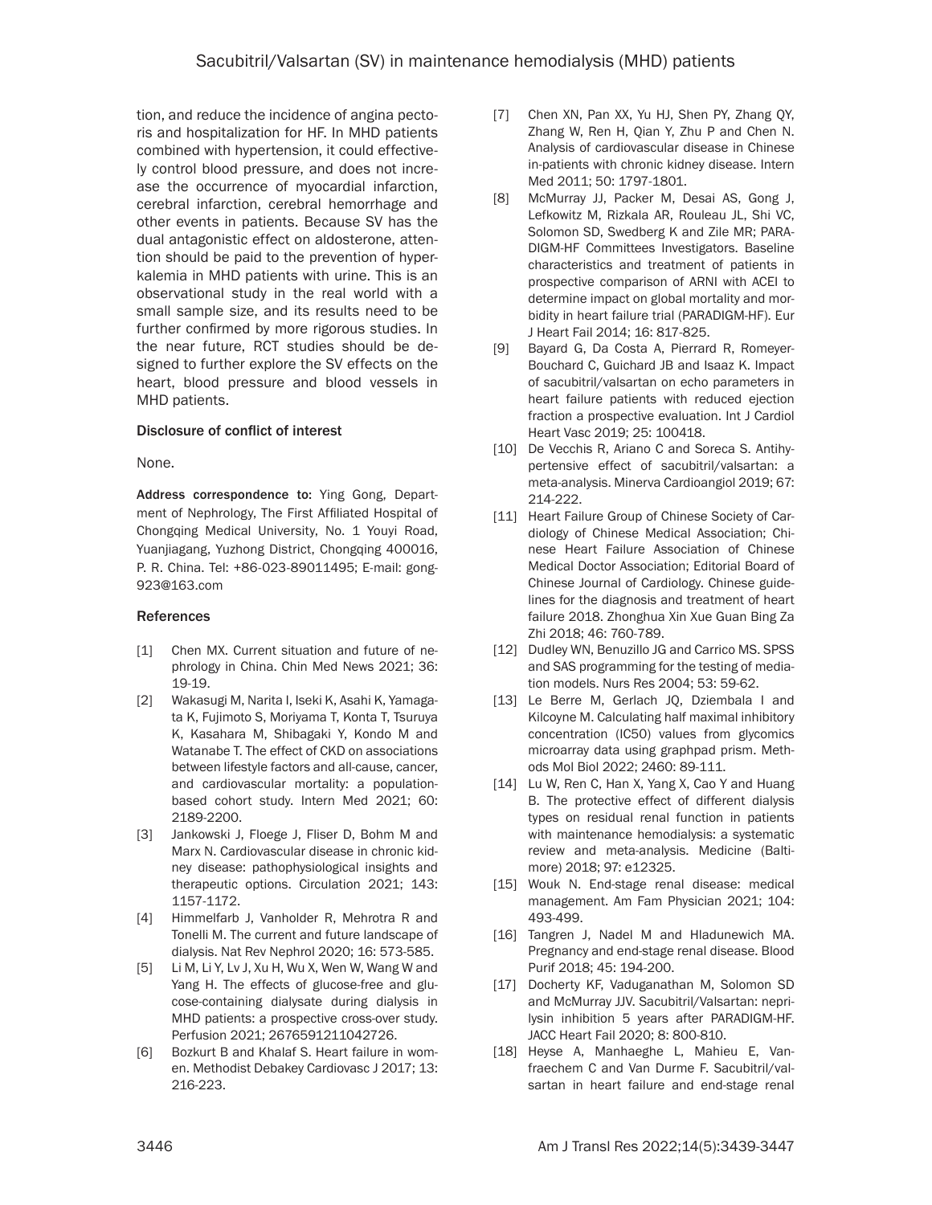tion, and reduce the incidence of angina pectoris and hospitalization for HF. In MHD patients combined with hypertension, it could effectively control blood pressure, and does not increase the occurrence of myocardial infarction, cerebral infarction, cerebral hemorrhage and other events in patients. Because SV has the dual antagonistic effect on aldosterone, attention should be paid to the prevention of hyperkalemia in MHD patients with urine. This is an observational study in the real world with a small sample size, and its results need to be further confirmed by more rigorous studies. In the near future, RCT studies should be designed to further explore the SV effects on the heart, blood pressure and blood vessels in MHD patients.

### Disclosure of conflict of interest

None.

**Address correspondence to:** Ying Gong, Department of Nephrology, The First Affiliated Hospital of Chongqing Medical University, No. 1 Youyi Road, Yuanjiagang, Yuzhong District, Chongqing 400016, P. R. China. Tel: +86-023-89011495; E-mail: gong923@163.com

### References

[1] Chen MX. Current situation and future of nephrology in China. Chin Med News 2021; 36: 19-19.

[2] Wakasugi M, Narita I, Iseki K, Asahi K, Yamagata K, Fujimoto S, Moriyama T, Konta T, Tsuruya K, Kasahara M, Shibagaki Y, Kondo M and Watanabe T. The effect of CKD on associations between lifestyle factors and all-cause, cancer, and cardiovascular mortality: a population-based cohort study. Intern Med 2021; 60: 2189-2200.

[3] Jankowski J, Floege J, Fliser D, Bohm M and Marx N. Cardiovascular disease in chronic kidney disease: pathophysiological insights and therapeutic options. Circulation 2021; 143: 1157-1172.

[4] Himmelfarb J, Vanholder R, Mehrotra R and Tonelli M. The current and future landscape of dialysis. Nat Rev Nephrol 2020; 16: 573-585.

[5] Li M, Li Y, Lv J, Xu H, Wu X, Wen W, Wang W and Yang H. The effects of glucose-free and glucose-containing dialysate during dialysis in MHD patients: a prospective cross-over study. Perfusion 2021; 2676591211042726.

[6] Bozkurt B and Khalaf S. Heart failure in women. Methodist Debakey Cardiovasc J 2017; 13: 216-223.

[7] Chen XN, Pan XX, Yu HJ, Shen PY, Zhang QY, Zhang W, Ren H, Qian Y, Zhu P and Chen N. Analysis of cardiovascular disease in Chinese in-patients with chronic kidney disease. Intern Med 2011; 50: 1797-1801.

[8] McMurray JJ, Packer M, Desai AS, Gong J, Lefkowitz M, Rizkala AR, Rouleau JL, Shi VC, Solomon SD, Swedberg K and Zile MR; PARADIGM-HF Committees Investigators. Baseline characteristics and treatment of patients in prospective comparison of ARNI with ACEI to determine impact on global mortality and morbidity in heart failure trial (PARADIGM-HF). Eur J Heart Fail 2014; 16: 817-825.

[9] Bayard G, Da Costa A, Pierrard R, Romeyer-Bouchard C, Guichard JB and Isaaz K. Impact of sacubitril/valsartan on echo parameters in heart failure patients with reduced ejection fraction a prospective evaluation. Int J Cardiol Heart Vasc 2019; 25: 100418.

[10] De Vecchis R, Ariano C and Soreca S. Antihypertensive effect of sacubitril/valsartan: a meta-analysis. Minerva Cardioangiol 2019; 67: 214-222.

[11] Heart Failure Group of Chinese Society of Cardiology of Chinese Medical Association; Chinese Heart Failure Association of Chinese Medical Doctor Association; Editorial Board of Chinese Journal of Cardiology. Chinese guidelines for the diagnosis and treatment of heart failure 2018. Zhonghua Xin Xue Guan Bing Za Zhi 2018; 46: 760-789.

[12] Dudley WN, Benuzillo JG and Carrico MS. SPSS and SAS programming for the testing of mediation models. Nurs Res 2004; 53: 59-62.

[13] Le Berre M, Gerlach JQ, Dziembala I and Kilcoyne M. Calculating half maximal inhibitory concentration (IC50) values from glycomics microarray data using graphpad prism. Methods Mol Biol 2022; 2460: 89-111.

[14] Lu W, Ren C, Han X, Yang X, Cao Y and Huang B. The protective effect of different dialysis types on residual renal function in patients with maintenance hemodialysis: a systematic review and meta-analysis. Medicine (Baltimore) 2018; 97: e12325.

[15] Wouk N. End-stage renal disease: medical management. Am Fam Physician 2021; 104: 493-499.

[16] Tangren J, Nadel M and Hladunewich MA. Pregnancy and end-stage renal disease. Blood Purif 2018; 45: 194-200.

[17] Docherty KF, Vaduganathan M, Solomon SD and McMurray JJV. Sacubitril/Valsartan: neprilysin inhibition 5 years after PARADIGM-HF. JACC Heart Fail 2020; 8: 800-810.

[18] Heyse A, Manhaeghe L, Mahieu E, Vanfraechem C and Van Durme F. Sacubitril/valsartan in heart failure and end-stage renal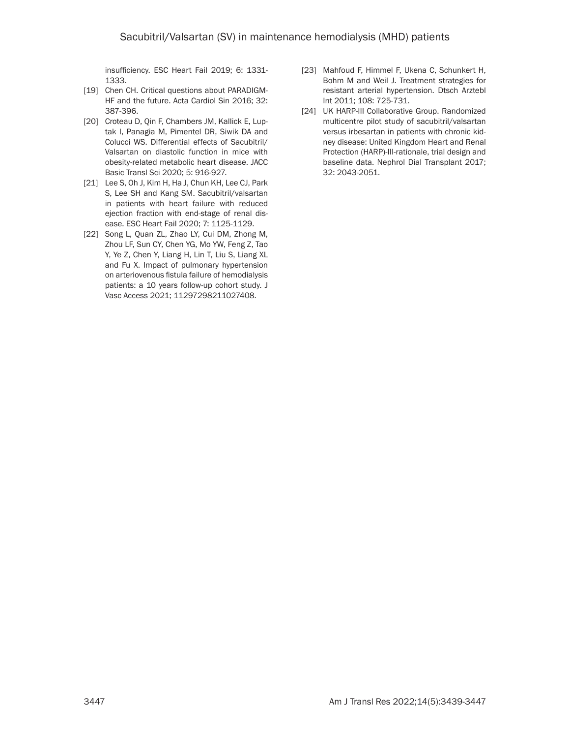insufficiency. ESC Heart Fail 2019; 6: 1331-1333.

[19] Chen CH. Critical questions about PARADIGM-HF and the future. Acta Cardiol Sin 2016; 32: 387-396.

[20] Croteau D, Qin F, Chambers JM, Kallick E, Luptak I, Panagia M, Pimentel DR, Siwik DA and Colucci WS. Differential effects of Sacubitril/Valsartan on diastolic function in mice with obesity-related metabolic heart disease. JACC Basic Transl Sci 2020; 5: 916-927.

[21] Lee S, Oh J, Kim H, Ha J, Chun KH, Lee CJ, Park S, Lee SH and Kang SM. Sacubitril/valsartan in patients with heart failure with reduced ejection fraction with end-stage of renal disease. ESC Heart Fail 2020; 7: 1125-1129.

[22] Song L, Quan ZL, Zhao LY, Cui DM, Zhong M, Zhou LF, Sun CY, Chen YG, Mo YW, Feng Z, Tao Y, Ye Z, Chen Y, Liang H, Lin T, Liu S, Liang XL and Fu X. Impact of pulmonary hypertension on arteriovenous fistula failure of hemodialysis patients: a 10 years follow-up cohort study. J Vasc Access 2021; 11297298211027408.

[23] Mahfoud F, Himmel F, Ukena C, Schunkert H, Bohm M and Weil J. Treatment strategies for resistant arterial hypertension. Dtsch Arztebl Int 2011; 108: 725-731.

[24] UK HARP-III Collaborative Group. Randomized multicentre pilot study of sacubitril/valsartan versus irbesartan in patients with chronic kidney disease: United Kingdom Heart and Renal Protection (HARP)-III-rationale, trial design and baseline data. Nephrol Dial Transplant 2017; 32: 2043-2051.